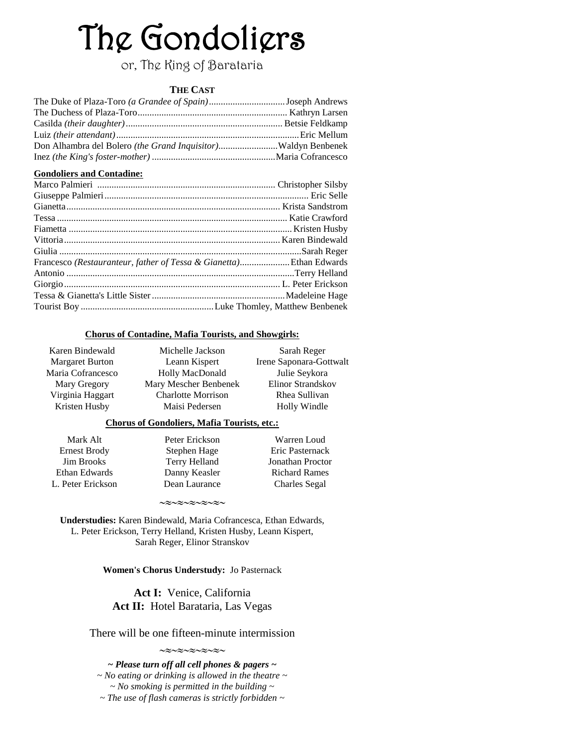# The Gondoliers

or, The King of Barataria

**THE CAST**

| Role | Performer |
|---|---|
| The Duke of Plaza-Toro *(a Grandee of Spain)* | Joseph Andrews |
| The Duchess of Plaza-Toro | Kathryn Larsen |
| Casilda *(their daughter)* | Betsie Feldkamp |
| Luiz *(their attendant)* | Eric Mellum |
| Don Alhambra del Bolero *(the Grand Inquisitor)* | Waldyn Benbenek |
| Inez *(the King's foster-mother)* | Maria Cofrancesco |

**Gondoliers and Contadine:**

| Role | Performer |
|---|---|
| Marco Palmieri | Christopher Silsby |
| Giuseppe Palmieri | Eric Selle |
| Gianetta | Krista Sandstrom |
| Tessa | Katie Crawford |
| Fiametta | Kristen Husby |
| Vittoria | Karen Bindewald |
| Giulia | Sarah Reger |
| Francesco *(Restauranteur, father of Tessa & Gianetta)* | Ethan Edwards |
| Antonio | Terry Helland |
| Giorgio | L. Peter Erickson |
| Tessa & Gianetta's Little Sister | Madeleine Hage |
| Tourist Boy | Luke Thomley, Matthew Benbenek |

**Chorus of Contadine, Mafia Tourists, and Showgirls:**

Karen Bindewald, Margaret Burton, Maria Cofrancesco, Mary Gregory, Virginia Haggart, Kristen Husby, Michelle Jackson, Leann Kispert, Holly MacDonald, Mary Mescher Benbenek, Charlotte Morrison, Maisi Pedersen, Sarah Reger, Irene Saponara-Gottwalt, Julie Seykora, Elinor Strandskov, Rhea Sullivan, Holly Windle

**Chorus of Gondoliers, Mafia Tourists, etc.:**

Mark Alt, Ernest Brody, Jim Brooks, Ethan Edwards, L. Peter Erickson, Peter Erickson, Stephen Hage, Terry Helland, Danny Keasler, Dean Laurance, Warren Loud, Eric Pasternack, Jonathan Proctor, Richard Rames, Charles Segal

~≈~≈~≈~≈~

**Understudies:** Karen Bindewald, Maria Cofrancesca, Ethan Edwards, L. Peter Erickson, Terry Helland, Kristen Husby, Leann Kispert, Sarah Reger, Elinor Stranskov

**Women's Chorus Understudy:** Jo Pasternack

**Act I:** Venice, California
**Act II:** Hotel Barataria, Las Vegas

There will be one fifteen-minute intermission

~≈~≈~≈~≈~

***~ Please turn off all cell phones & pagers ~***
*~ No eating or drinking is allowed in the theatre ~*
*~ No smoking is permitted in the building ~*
*~ The use of flash cameras is strictly forbidden ~*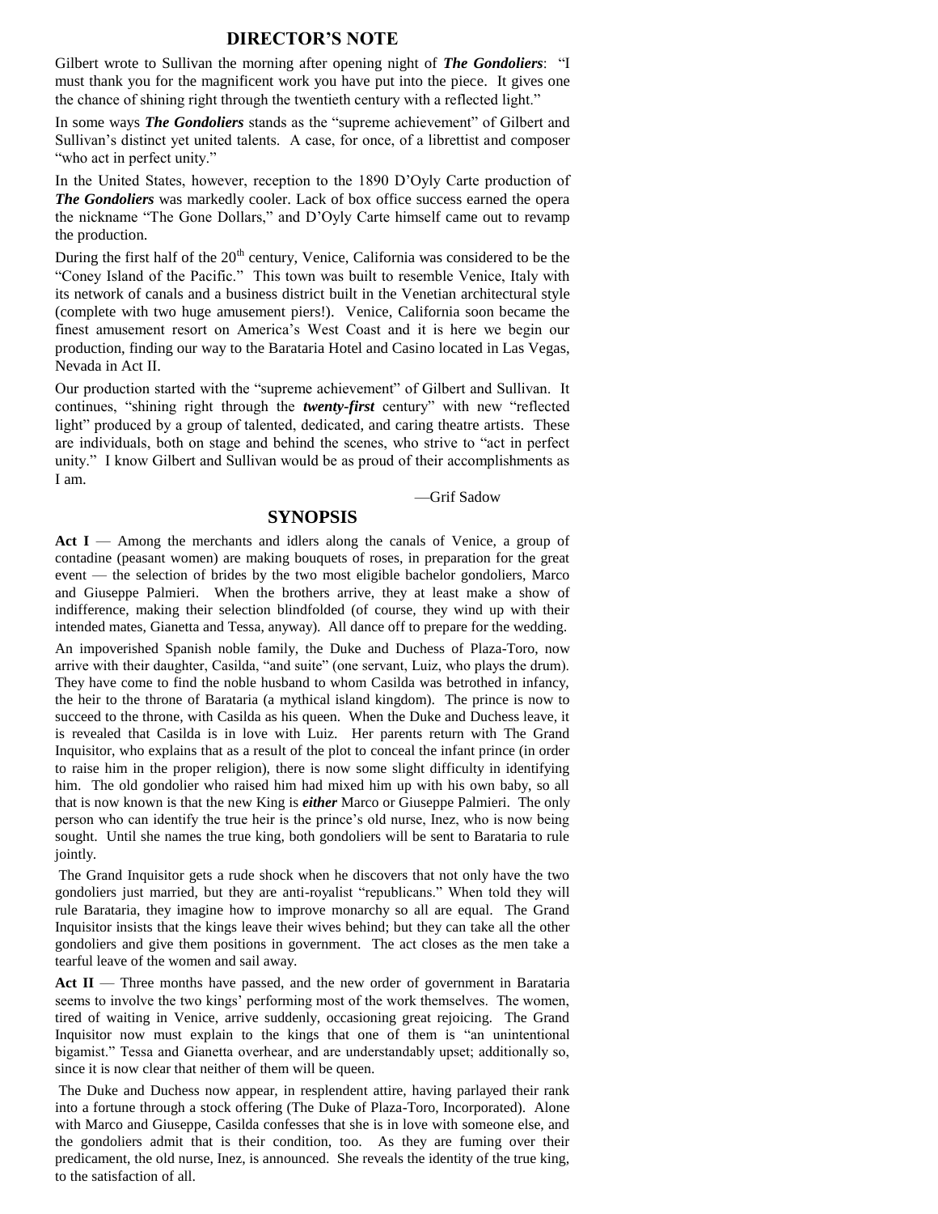## DIRECTOR'S NOTE

Gilbert wrote to Sullivan the morning after opening night of ***The Gondoliers***: "I must thank you for the magnificent work you have put into the piece. It gives one the chance of shining right through the twentieth century with a reflected light."

In some ways ***The Gondoliers*** stands as the "supreme achievement" of Gilbert and Sullivan's distinct yet united talents. A case, for once, of a librettist and composer "who act in perfect unity."

In the United States, however, reception to the 1890 D'Oyly Carte production of ***The Gondoliers*** was markedly cooler. Lack of box office success earned the opera the nickname "The Gone Dollars," and D'Oyly Carte himself came out to revamp the production.

During the first half of the 20th century, Venice, California was considered to be the "Coney Island of the Pacific." This town was built to resemble Venice, Italy with its network of canals and a business district built in the Venetian architectural style (complete with two huge amusement piers!). Venice, California soon became the finest amusement resort on America's West Coast and it is here we begin our production, finding our way to the Barataria Hotel and Casino located in Las Vegas, Nevada in Act II.

Our production started with the "supreme achievement" of Gilbert and Sullivan. It continues, "shining right through the ***twenty-first*** century" with new "reflected light" produced by a group of talented, dedicated, and caring theatre artists. These are individuals, both on stage and behind the scenes, who strive to "act in perfect unity." I know Gilbert and Sullivan would be as proud of their accomplishments as I am.

—Grif Sadow

## SYNOPSIS

**Act I** — Among the merchants and idlers along the canals of Venice, a group of contadine (peasant women) are making bouquets of roses, in preparation for the great event — the selection of brides by the two most eligible bachelor gondoliers, Marco and Giuseppe Palmieri. When the brothers arrive, they at least make a show of indifference, making their selection blindfolded (of course, they wind up with their intended mates, Gianetta and Tessa, anyway). All dance off to prepare for the wedding.

An impoverished Spanish noble family, the Duke and Duchess of Plaza-Toro, now arrive with their daughter, Casilda, "and suite" (one servant, Luiz, who plays the drum). They have come to find the noble husband to whom Casilda was betrothed in infancy, the heir to the throne of Barataria (a mythical island kingdom). The prince is now to succeed to the throne, with Casilda as his queen. When the Duke and Duchess leave, it is revealed that Casilda is in love with Luiz. Her parents return with The Grand Inquisitor, who explains that as a result of the plot to conceal the infant prince (in order to raise him in the proper religion), there is now some slight difficulty in identifying him. The old gondolier who raised him had mixed him up with his own baby, so all that is now known is that the new King is ***either*** Marco or Giuseppe Palmieri. The only person who can identify the true heir is the prince's old nurse, Inez, who is now being sought. Until she names the true king, both gondoliers will be sent to Barataria to rule jointly.

The Grand Inquisitor gets a rude shock when he discovers that not only have the two gondoliers just married, but they are anti-royalist "republicans." When told they will rule Barataria, they imagine how to improve monarchy so all are equal. The Grand Inquisitor insists that the kings leave their wives behind; but they can take all the other gondoliers and give them positions in government. The act closes as the men take a tearful leave of the women and sail away.

**Act II** — Three months have passed, and the new order of government in Barataria seems to involve the two kings' performing most of the work themselves. The women, tired of waiting in Venice, arrive suddenly, occasioning great rejoicing. The Grand Inquisitor now must explain to the kings that one of them is "an unintentional bigamist." Tessa and Gianetta overhear, and are understandably upset; additionally so, since it is now clear that neither of them will be queen.

The Duke and Duchess now appear, in resplendent attire, having parlayed their rank into a fortune through a stock offering (The Duke of Plaza-Toro, Incorporated). Alone with Marco and Giuseppe, Casilda confesses that she is in love with someone else, and the gondoliers admit that is their condition, too. As they are fuming over their predicament, the old nurse, Inez, is announced. She reveals the identity of the true king, to the satisfaction of all.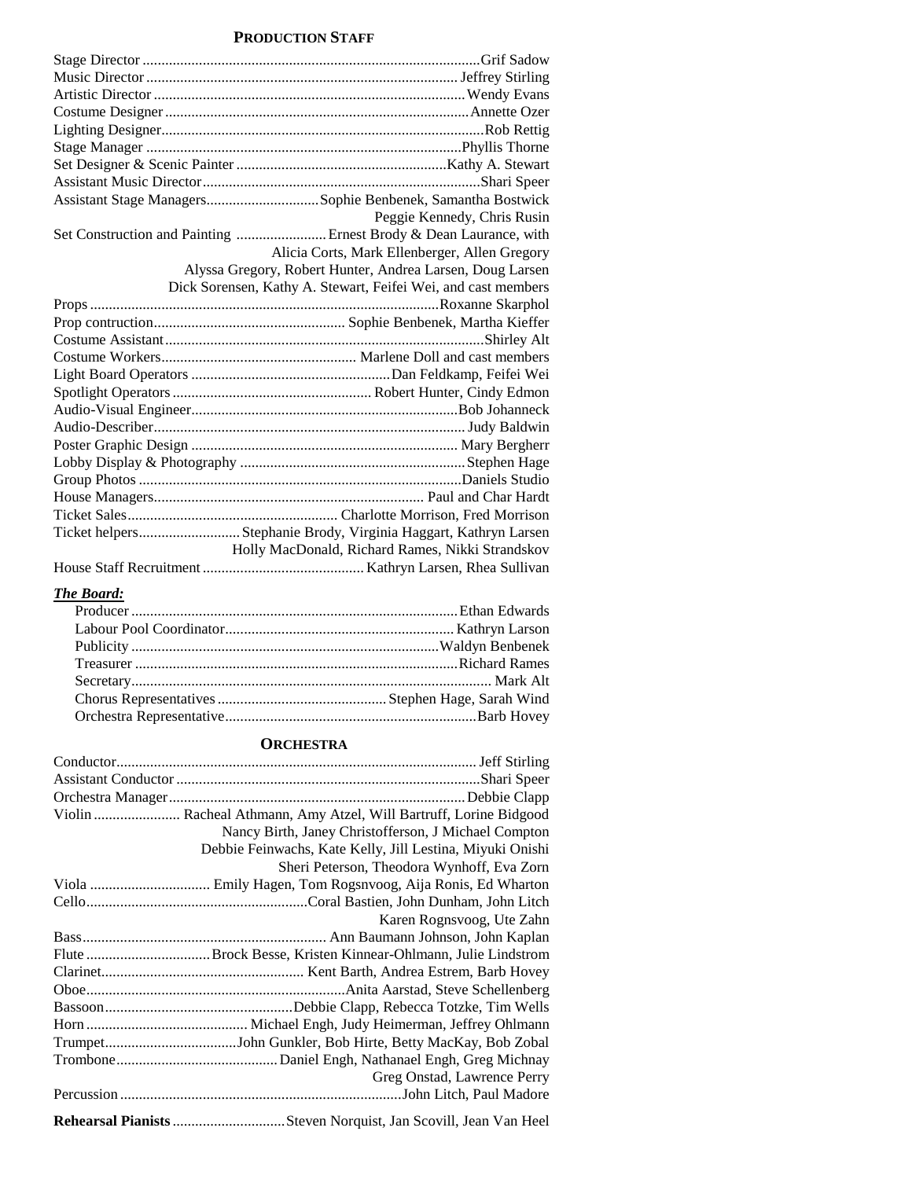## PRODUCTION STAFF

| Role | Name(s) |
|---|---|
| Stage Director | Grif Sadow |
| Music Director | Jeffrey Stirling |
| Artistic Director | Wendy Evans |
| Costume Designer | Annette Ozer |
| Lighting Designer | Rob Rettig |
| Stage Manager | Phyllis Thorne |
| Set Designer & Scenic Painter | Kathy A. Stewart |
| Assistant Music Director | Shari Speer |
| Assistant Stage Managers | Sophie Benbenek, Samantha Bostwick, Peggie Kennedy, Chris Rusin |
| Set Construction and Painting | Ernest Brody & Dean Laurance, with Alicia Corts, Mark Ellenberger, Allen Gregory, Alyssa Gregory, Robert Hunter, Andrea Larsen, Doug Larsen, Dick Sorensen, Kathy A. Stewart, Feifei Wei, and cast members |
| Props | Roxanne Skarphol |
| Prop contruction | Sophie Benbenek, Martha Kieffer |
| Costume Assistant | Shirley Alt |
| Costume Workers | Marlene Doll and cast members |
| Light Board Operators | Dan Feldkamp, Feifei Wei |
| Spotlight Operators | Robert Hunter, Cindy Edmon |
| Audio-Visual Engineer | Bob Johanneck |
| Audio-Describer | Judy Baldwin |
| Poster Graphic Design | Mary Bergherr |
| Lobby Display & Photography | Stephen Hage |
| Group Photos | Daniels Studio |
| House Managers | Paul and Char Hardt |
| Ticket Sales | Charlotte Morrison, Fred Morrison |
| Ticket helpers | Stephanie Brody, Virginia Haggart, Kathryn Larsen, Holly MacDonald, Richard Rames, Nikki Strandskov |
| House Staff Recruitment | Kathryn Larsen, Rhea Sullivan |

***The Board:***

| Role | Name(s) |
|---|---|
| Producer | Ethan Edwards |
| Labour Pool Coordinator | Kathryn Larson |
| Publicity | Waldyn Benbenek |
| Treasurer | Richard Rames |
| Secretary | Mark Alt |
| Chorus Representatives | Stephen Hage, Sarah Wind |
| Orchestra Representative | Barb Hovey |

## ORCHESTRA

| Role | Name(s) |
|---|---|
| Conductor | Jeff Stirling |
| Assistant Conductor | Shari Speer |
| Orchestra Manager | Debbie Clapp |
| Violin | Racheal Athmann, Amy Atzel, Will Bartruff, Lorine Bidgood, Nancy Birth, Janey Christofferson, J Michael Compton, Debbie Feinwachs, Kate Kelly, Jill Lestina, Miyuki Onishi, Sheri Peterson, Theodora Wynhoff, Eva Zorn |
| Viola | Emily Hagen, Tom Rogsnvoog, Aija Ronis, Ed Wharton |
| Cello | Coral Bastien, John Dunham, John Litch, Karen Rognsvoog, Ute Zahn |
| Bass | Ann Baumann Johnson, John Kaplan |
| Flute | Brock Besse, Kristen Kinnear-Ohlmann, Julie Lindstrom |
| Clarinet | Kent Barth, Andrea Estrem, Barb Hovey |
| Oboe | Anita Aarstad, Steve Schellenberg |
| Bassoon | Debbie Clapp, Rebecca Totzke, Tim Wells |
| Horn | Michael Engh, Judy Heimerman, Jeffrey Ohlmann |
| Trumpet | John Gunkler, Bob Hirte, Betty MacKay, Bob Zobal |
| Trombone | Daniel Engh, Nathanael Engh, Greg Michnay, Greg Onstad, Lawrence Perry |
| Percussion | John Litch, Paul Madore |

**Rehearsal Pianists** ............................. Steven Norquist, Jan Scovill, Jean Van Heel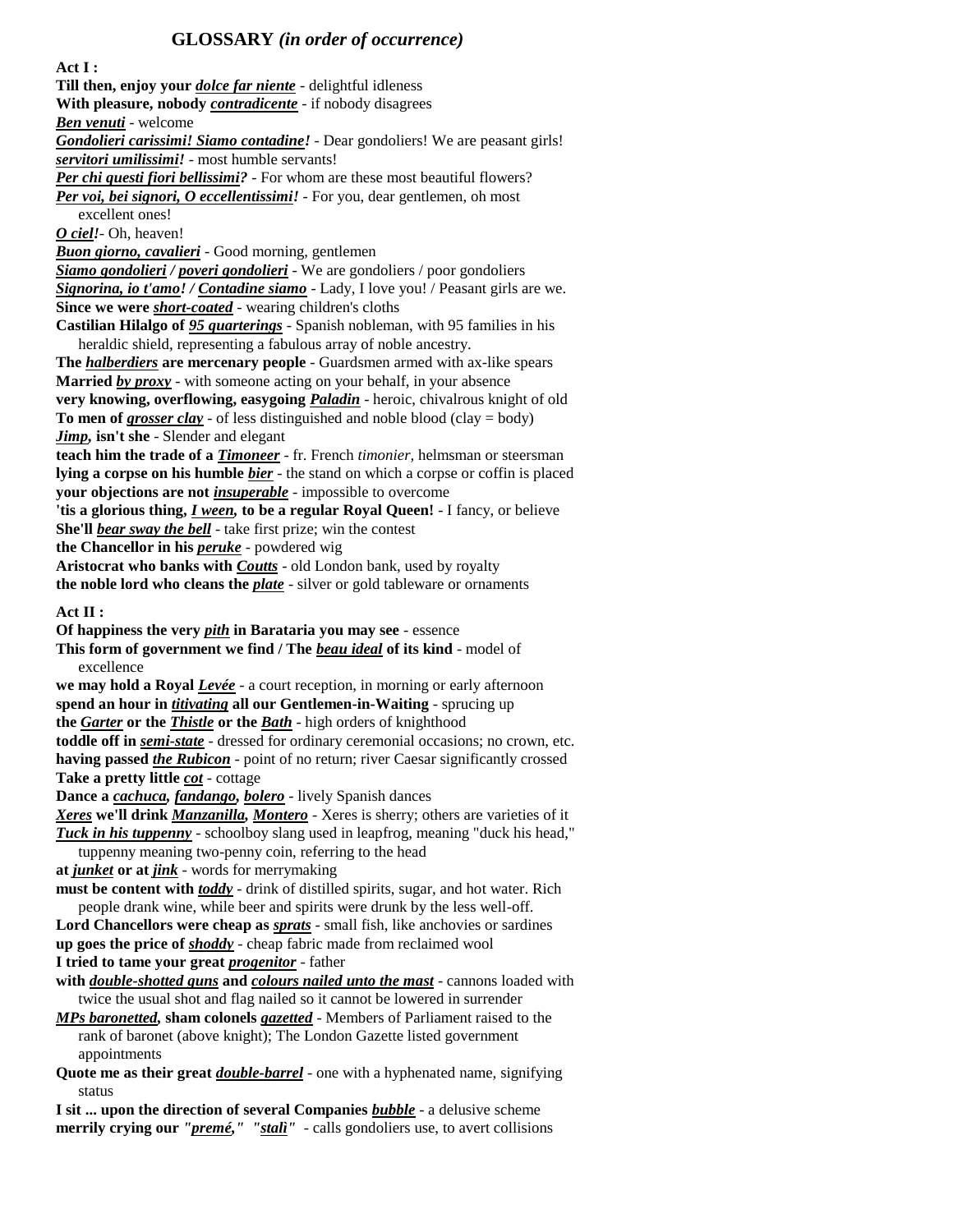# GLOSSARY *(in order of occurrence)*

**Act I :**

**Till then, enjoy your *dolce far niente*** - delightful idleness
**With pleasure, nobody *contradicente*** - if nobody disagrees
***Ben venuti*** - welcome
***Gondolieri carissimi! Siamo contadine!*** - Dear gondoliers! We are peasant girls!
***servitori umilissimi!*** - most humble servants!
***Per chi questi fiori bellissimi?*** - For whom are these most beautiful flowers?
***Per voi, bei signori, O eccellentissimi!*** - For you, dear gentlemen, oh most excellent ones!
***O ciel!***- Oh, heaven!
***Buon giorno, cavalieri*** - Good morning, gentlemen
***Siamo gondolieri / poveri gondolieri*** - We are gondoliers / poor gondoliers
***Signorina, io t'amo! / Contadine siamo*** - Lady, I love you! / Peasant girls are we.
**Since we were *short-coated*** - wearing children's cloths
**Castilian Hilalgo of *95 quarterings*** - Spanish nobleman, with 95 families in his heraldic shield, representing a fabulous array of noble ancestry.
**The *halberdiers* are mercenary people** - Guardsmen armed with ax-like spears
**Married *by proxy*** - with someone acting on your behalf, in your absence
**very knowing, overflowing, easygoing *Paladin*** - heroic, chivalrous knight of old
**To men of *grosser clay*** - of less distinguished and noble blood (clay = body)
***Jimp*, isn't she** - Slender and elegant
**teach him the trade of a *Timoneer*** - fr. French *timonier*, helmsman or steersman
**lying a corpse on his humble *bier*** - the stand on which a corpse or coffin is placed
**your objections are not *insuperable*** - impossible to overcome
**'tis a glorious thing, *I ween*, to be a regular Royal Queen!** - I fancy, or believe
**She'll *bear sway the bell*** - take first prize; win the contest
**the Chancellor in his *peruke*** - powdered wig
**Aristocrat who banks with *Coutts*** - old London bank, used by royalty
**the noble lord who cleans the *plate*** - silver or gold tableware or ornaments

**Act II :**

**Of happiness the very *pith* in Barataria you may see** - essence
**This form of government we find / The *beau ideal* of its kind** - model of excellence
**we may hold a Royal *Levée*** - a court reception, in morning or early afternoon
**spend an hour in *titivating* all our Gentlemen-in-Waiting** - sprucing up
**the *Garter* or the *Thistle* or the *Bath*** - high orders of knighthood
**toddle off in *semi-state*** - dressed for ordinary ceremonial occasions; no crown, etc.
**having passed *the Rubicon*** - point of no return; river Caesar significantly crossed
**Take a pretty little *cot*** - cottage
**Dance a *cachuca, fandango, bolero*** - lively Spanish dances
***Xeres* we'll drink *Manzanilla, Montero*** - Xeres is sherry; others are varieties of it
***Tuck in his tuppenny*** - schoolboy slang used in leapfrog, meaning "duck his head," tuppenny meaning two-penny coin, referring to the head
**at *junket* or at *jink*** - words for merrymaking
**must be content with *toddy*** - drink of distilled spirits, sugar, and hot water. Rich people drank wine, while beer and spirits were drunk by the less well-off.
**Lord Chancellors were cheap as *sprats*** - small fish, like anchovies or sardines
**up goes the price of *shoddy*** - cheap fabric made from reclaimed wool
**I tried to tame your great *progenitor*** - father
**with *double-shotted guns* and *colours nailed unto the mast*** - cannons loaded with twice the usual shot and flag nailed so it cannot be lowered in surrender
***MPs baronetted*, sham colonels *gazetted*** - Members of Parliament raised to the rank of baronet (above knight); The London Gazette listed government appointments
**Quote me as their great *double-barrel*** - one with a hyphenated name, signifying status
**I sit ... upon the direction of several Companies *bubble*** - a delusive scheme
**merrily crying our *"premé," "stalì"*** - calls gondoliers use, to avert collisions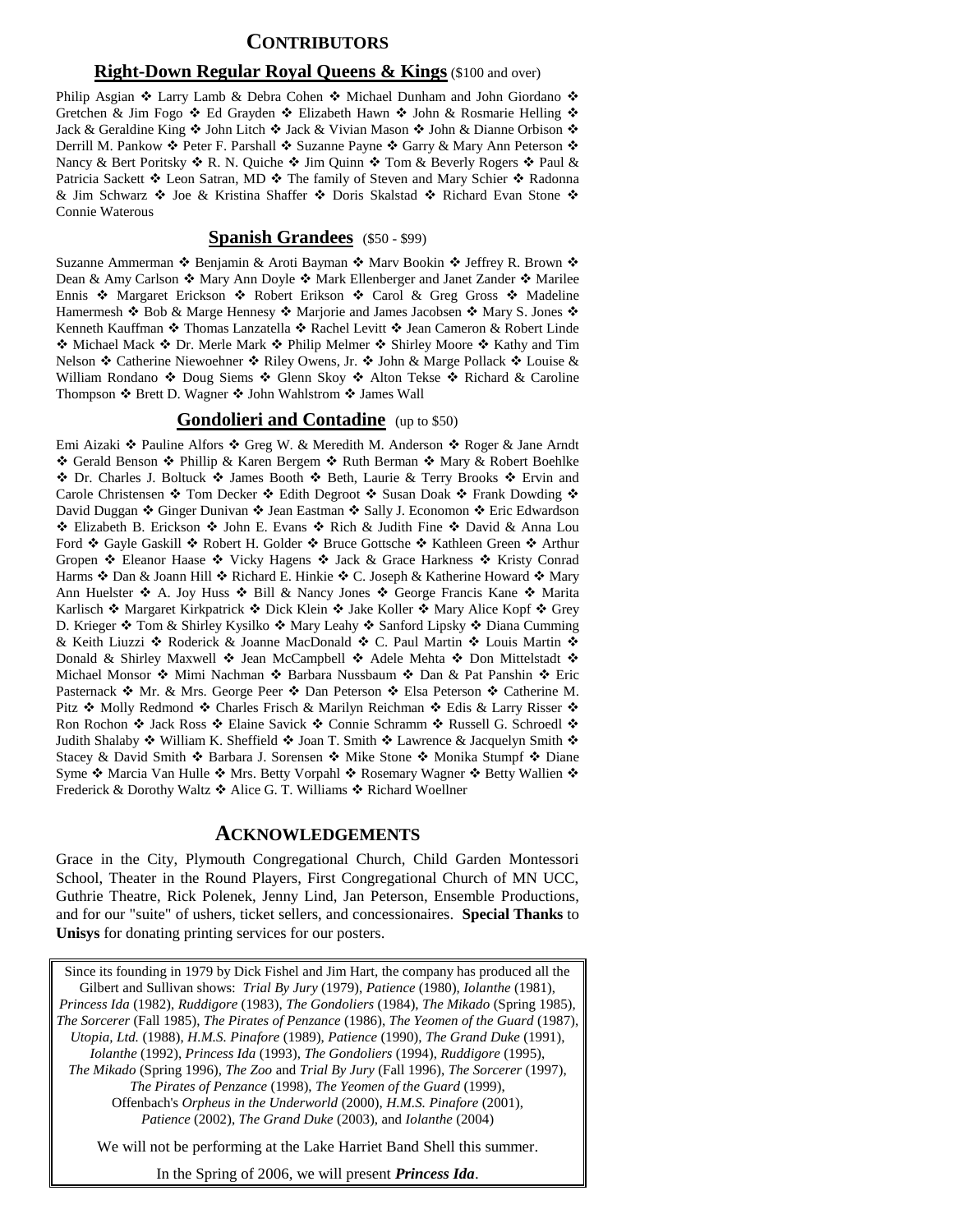# CONTRIBUTORS

## Right-Down Regular Royal Queens & Kings (\$100 and over)

Philip Asgian ❖ Larry Lamb & Debra Cohen ❖ Michael Dunham and John Giordano ❖ Gretchen & Jim Fogo ❖ Ed Grayden ❖ Elizabeth Hawn ❖ John & Rosmarie Helling ❖ Jack & Geraldine King ❖ John Litch ❖ Jack & Vivian Mason ❖ John & Dianne Orbison ❖ Derrill M. Pankow ❖ Peter F. Parshall ❖ Suzanne Payne ❖ Garry & Mary Ann Peterson ❖ Nancy & Bert Poritsky ❖ R. N. Quiche ❖ Jim Quinn ❖ Tom & Beverly Rogers ❖ Paul & Patricia Sackett ❖ Leon Satran, MD ❖ The family of Steven and Mary Schier ❖ Radonna & Jim Schwarz ❖ Joe & Kristina Shaffer ❖ Doris Skalstad ❖ Richard Evan Stone ❖ Connie Waterous

## Spanish Grandees (\$50 - \$99)

Suzanne Ammerman ❖ Benjamin & Aroti Bayman ❖ Marv Bookin ❖ Jeffrey R. Brown ❖ Dean & Amy Carlson ❖ Mary Ann Doyle ❖ Mark Ellenberger and Janet Zander ❖ Marilee Ennis ❖ Margaret Erickson ❖ Robert Erikson ❖ Carol & Greg Gross ❖ Madeline Hamermesh ❖ Bob & Marge Hennesy ❖ Marjorie and James Jacobsen ❖ Mary S. Jones ❖ Kenneth Kauffman ❖ Thomas Lanzatella ❖ Rachel Levitt ❖ Jean Cameron & Robert Linde ❖ Michael Mack ❖ Dr. Merle Mark ❖ Philip Melmer ❖ Shirley Moore ❖ Kathy and Tim Nelson ❖ Catherine Niewoehner ❖ Riley Owens, Jr. ❖ John & Marge Pollack ❖ Louise & William Rondano ❖ Doug Siems ❖ Glenn Skoy ❖ Alton Tekse ❖ Richard & Caroline Thompson ❖ Brett D. Wagner ❖ John Wahlstrom ❖ James Wall

## Gondolieri and Contadine (up to \$50)

Emi Aizaki ❖ Pauline Alfors ❖ Greg W. & Meredith M. Anderson ❖ Roger & Jane Arndt ❖ Gerald Benson ❖ Phillip & Karen Bergem ❖ Ruth Berman ❖ Mary & Robert Boehlke ❖ Dr. Charles J. Boltuck ❖ James Booth ❖ Beth, Laurie & Terry Brooks ❖ Ervin and Carole Christensen ❖ Tom Decker ❖ Edith Degroot ❖ Susan Doak ❖ Frank Dowding ❖ David Duggan ❖ Ginger Dunivan ❖ Jean Eastman ❖ Sally J. Economon ❖ Eric Edwardson ❖ Elizabeth B. Erickson ❖ John E. Evans ❖ Rich & Judith Fine ❖ David & Anna Lou Ford ❖ Gayle Gaskill ❖ Robert H. Golder ❖ Bruce Gottsche ❖ Kathleen Green ❖ Arthur Gropen ❖ Eleanor Haase ❖ Vicky Hagens ❖ Jack & Grace Harkness ❖ Kristy Conrad Harms ❖ Dan & Joann Hill ❖ Richard E. Hinkie ❖ C. Joseph & Katherine Howard ❖ Mary Ann Huelster ❖ A. Joy Huss ❖ Bill & Nancy Jones ❖ George Francis Kane ❖ Marita Karlisch ❖ Margaret Kirkpatrick ❖ Dick Klein ❖ Jake Koller ❖ Mary Alice Kopf ❖ Grey D. Krieger ❖ Tom & Shirley Kysilko ❖ Mary Leahy ❖ Sanford Lipsky ❖ Diana Cumming & Keith Liuzzi ❖ Roderick & Joanne MacDonald ❖ C. Paul Martin ❖ Louis Martin ❖ Donald & Shirley Maxwell ❖ Jean McCampbell ❖ Adele Mehta ❖ Don Mittelstadt ❖ Michael Monsor ❖ Mimi Nachman ❖ Barbara Nussbaum ❖ Dan & Pat Panshin ❖ Eric Pasternack ❖ Mr. & Mrs. George Peer ❖ Dan Peterson ❖ Elsa Peterson ❖ Catherine M. Pitz ❖ Molly Redmond ❖ Charles Frisch & Marilyn Reichman ❖ Edis & Larry Risser ❖ Ron Rochon ❖ Jack Ross ❖ Elaine Savick ❖ Connie Schramm ❖ Russell G. Schroedl ❖ Judith Shalaby ❖ William K. Sheffield ❖ Joan T. Smith ❖ Lawrence & Jacquelyn Smith ❖ Stacey & David Smith ❖ Barbara J. Sorensen ❖ Mike Stone ❖ Monika Stumpf ❖ Diane Syme ❖ Marcia Van Hulle ❖ Mrs. Betty Vorpahl ❖ Rosemary Wagner ❖ Betty Wallien ❖ Frederick & Dorothy Waltz ❖ Alice G. T. Williams ❖ Richard Woellner

# ACKNOWLEDGEMENTS

Grace in the City, Plymouth Congregational Church, Child Garden Montessori School, Theater in the Round Players, First Congregational Church of MN UCC, Guthrie Theatre, Rick Polenek, Jenny Lind, Jan Peterson, Ensemble Productions, and for our "suite" of ushers, ticket sellers, and concessionaires. **Special Thanks** to **Unisys** for donating printing services for our posters.

Since its founding in 1979 by Dick Fishel and Jim Hart, the company has produced all the Gilbert and Sullivan shows: *Trial By Jury* (1979), *Patience* (1980), *Iolanthe* (1981), *Princess Ida* (1982), *Ruddigore* (1983), *The Gondoliers* (1984), *The Mikado* (Spring 1985), *The Sorcerer* (Fall 1985), *The Pirates of Penzance* (1986), *The Yeomen of the Guard* (1987), *Utopia, Ltd.* (1988), *H.M.S. Pinafore* (1989), *Patience* (1990), *The Grand Duke* (1991), *Iolanthe* (1992), *Princess Ida* (1993), *The Gondoliers* (1994), *Ruddigore* (1995), *The Mikado* (Spring 1996), *The Zoo* and *Trial By Jury* (Fall 1996), *The Sorcerer* (1997), *The Pirates of Penzance* (1998), *The Yeomen of the Guard* (1999), Offenbach's *Orpheus in the Underworld* (2000), *H.M.S. Pinafore* (2001), *Patience* (2002), *The Grand Duke* (2003), and *Iolanthe* (2004)

We will not be performing at the Lake Harriet Band Shell this summer.

In the Spring of 2006, we will present ***Princess Ida***.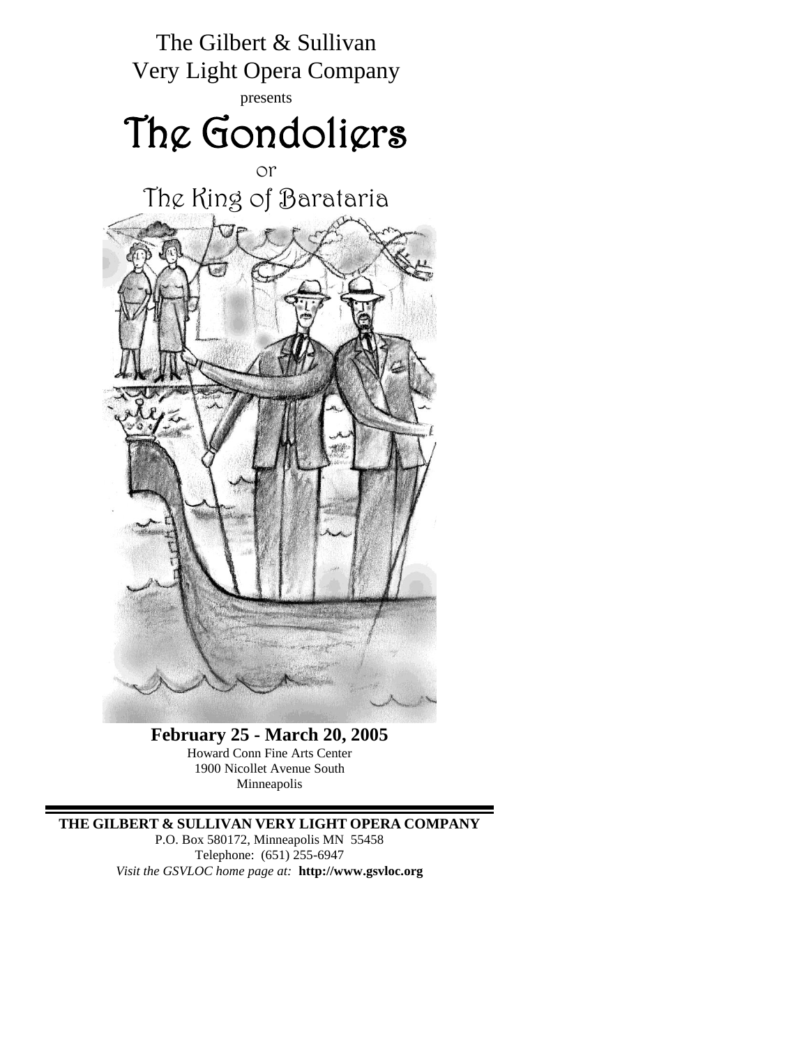The Gilbert & Sullivan
Very Light Opera Company

presents

# The Gondoliers

or

## The King of Barataria

**February 25 - March 20, 2005**

Howard Conn Fine Arts Center
1900 Nicollet Avenue South
Minneapolis

---

**THE GILBERT & SULLIVAN VERY LIGHT OPERA COMPANY**

P.O. Box 580172, Minneapolis MN 55458
Telephone: (651) 255-6947
*Visit the GSVLOC home page at:* **http://www.gsvloc.org**